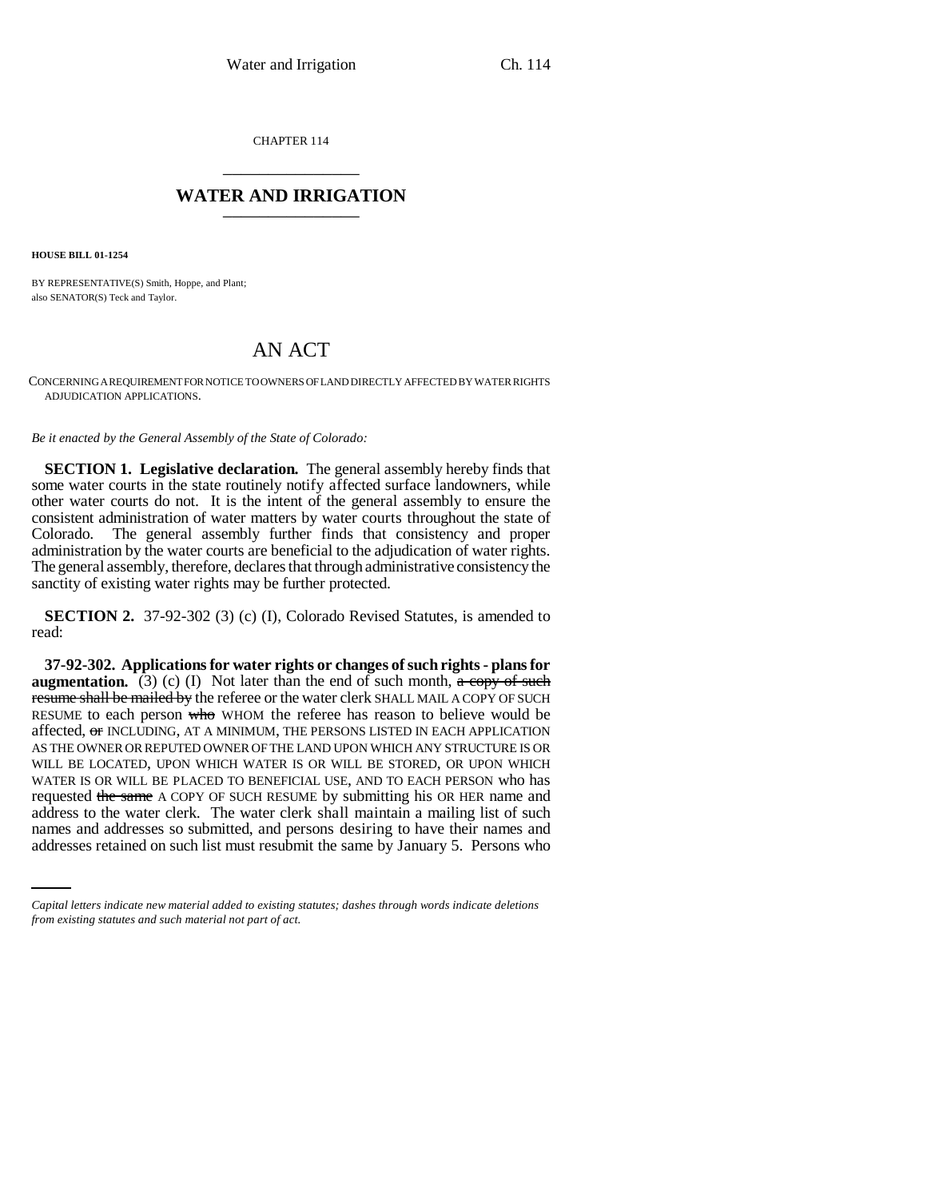CHAPTER 114

# WATER AND IRRIGATION

**HOUSE BILL 01-1254**

BY REPRESENTATIVE(S) Smith, Hoppe, and Plant;
also SENATOR(S) Teck and Taylor.

# AN ACT

CONCERNING A REQUIREMENT FOR NOTICE TO OWNERS OF LAND DIRECTLY AFFECTED BY WATER RIGHTS ADJUDICATION APPLICATIONS.

*Be it enacted by the General Assembly of the State of Colorado:*

**SECTION 1. Legislative declaration.** The general assembly hereby finds that some water courts in the state routinely notify affected surface landowners, while other water courts do not. It is the intent of the general assembly to ensure the consistent administration of water matters by water courts throughout the state of Colorado. The general assembly further finds that consistency and proper administration by the water courts are beneficial to the adjudication of water rights. The general assembly, therefore, declares that through administrative consistency the sanctity of existing water rights may be further protected.

**SECTION 2.** 37-92-302 (3) (c) (I), Colorado Revised Statutes, is amended to read:

**37-92-302. Applications for water rights or changes of such rights - plans for augmentation.** (3) (c) (I) Not later than the end of such month, ~~a copy of such resume shall be mailed by~~ the referee or the water clerk SHALL MAIL A COPY OF SUCH RESUME to each person ~~who~~ WHOM the referee has reason to believe would be affected, ~~or~~ INCLUDING, AT A MINIMUM, THE PERSONS LISTED IN EACH APPLICATION AS THE OWNER OR REPUTED OWNER OF THE LAND UPON WHICH ANY STRUCTURE IS OR WILL BE LOCATED, UPON WHICH WATER IS OR WILL BE STORED, OR UPON WHICH WATER IS OR WILL BE PLACED TO BENEFICIAL USE, AND TO EACH PERSON who has requested ~~the same~~ A COPY OF SUCH RESUME by submitting his OR HER name and address to the water clerk. The water clerk shall maintain a mailing list of such names and addresses so submitted, and persons desiring to have their names and addresses retained on such list must resubmit the same by January 5. Persons who

*Capital letters indicate new material added to existing statutes; dashes through words indicate deletions from existing statutes and such material not part of act.*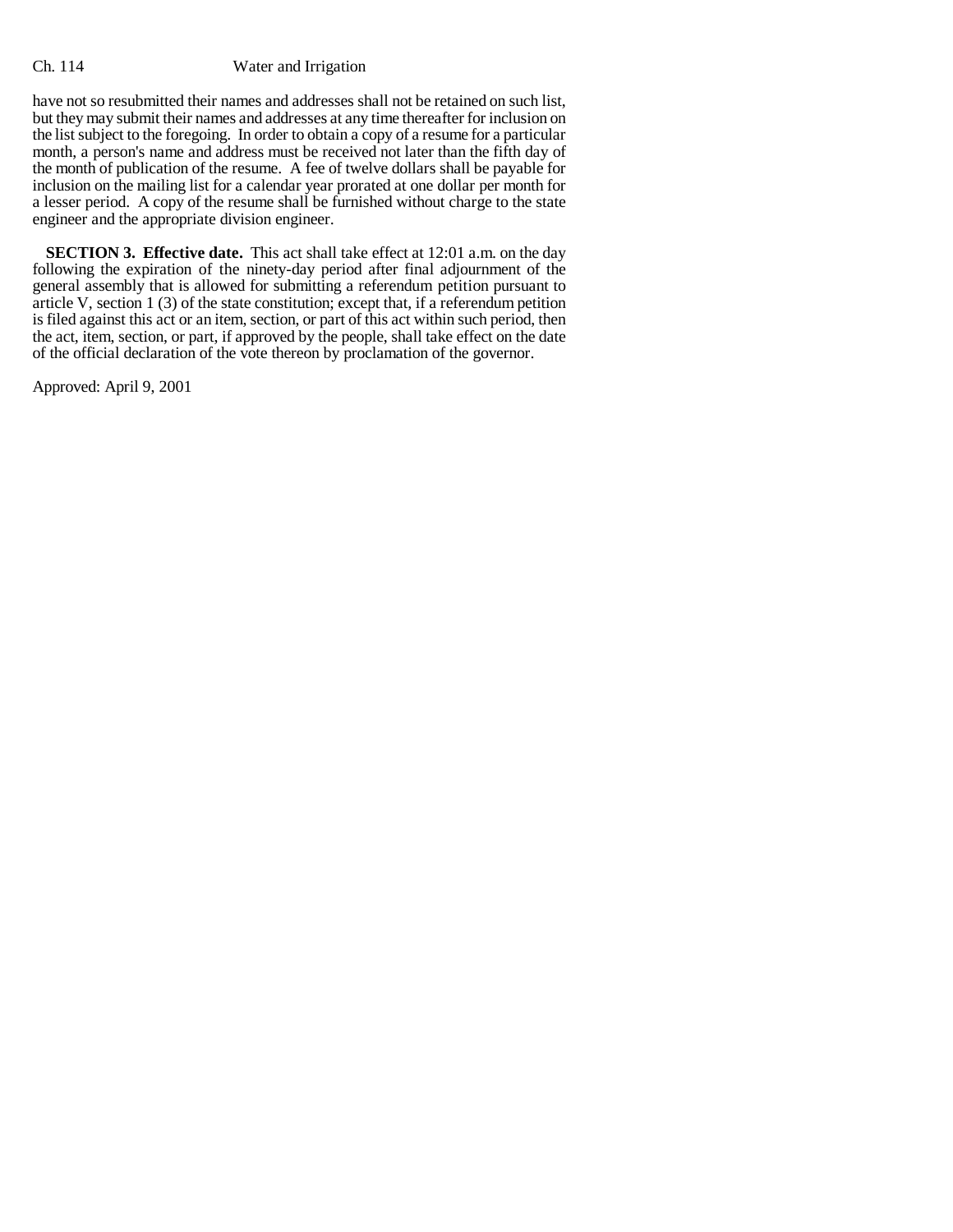have not so resubmitted their names and addresses shall not be retained on such list, but they may submit their names and addresses at any time thereafter for inclusion on the list subject to the foregoing. In order to obtain a copy of a resume for a particular month, a person's name and address must be received not later than the fifth day of the month of publication of the resume. A fee of twelve dollars shall be payable for inclusion on the mailing list for a calendar year prorated at one dollar per month for a lesser period. A copy of the resume shall be furnished without charge to the state engineer and the appropriate division engineer.

**SECTION 3. Effective date.** This act shall take effect at 12:01 a.m. on the day following the expiration of the ninety-day period after final adjournment of the general assembly that is allowed for submitting a referendum petition pursuant to article V, section 1 (3) of the state constitution; except that, if a referendum petition is filed against this act or an item, section, or part of this act within such period, then the act, item, section, or part, if approved by the people, shall take effect on the date of the official declaration of the vote thereon by proclamation of the governor.

Approved: April 9, 2001